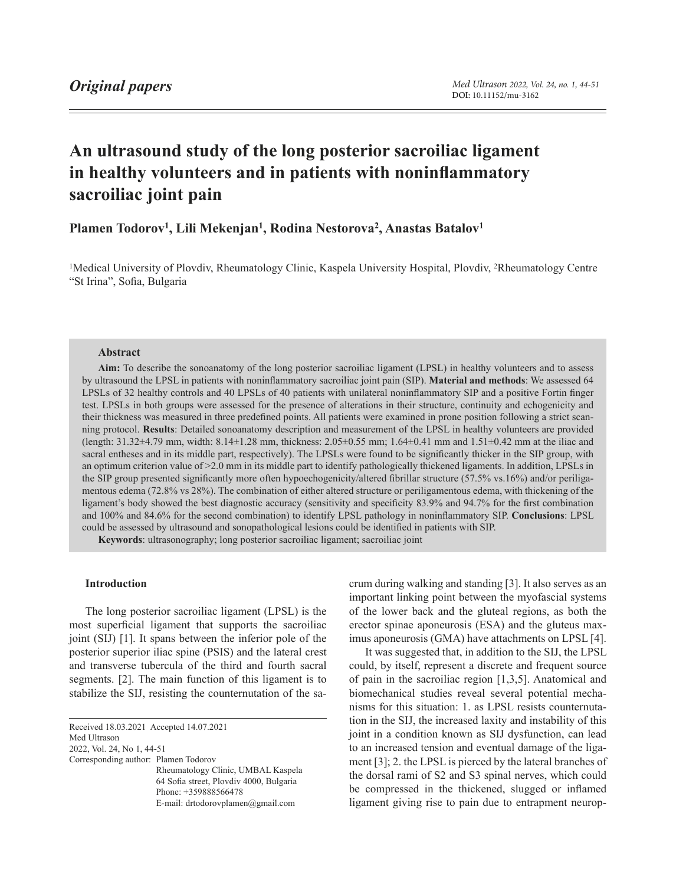*Original papers*

# An ultrasound study of the long posterior sacroiliac ligament in healthy volunteers and in patients with noninflammatory sacroiliac joint pain

**Plamen Todorov[1], Lili Mekenjan[1], Rodina Nestorova[2], Anastas Batalov[1]**

[1]Medical University of Plovdiv, Rheumatology Clinic, Kaspela University Hospital, Plovdiv, [2]Rheumatology Centre "St Irina", Sofia, Bulgaria

### Abstract

**Aim:** To describe the sonoanatomy of the long posterior sacroiliac ligament (LPSL) in healthy volunteers and to assess by ultrasound the LPSL in patients with noninflammatory sacroiliac joint pain (SIP). **Material and methods**: We assessed 64 LPSLs of 32 healthy controls and 40 LPSLs of 40 patients with unilateral noninflammatory SIP and a positive Fortin finger test. LPSLs in both groups were assessed for the presence of alterations in their structure, continuity and echogenicity and their thickness was measured in three predefined points. All patients were examined in prone position following a strict scanning protocol. **Results**: Detailed sonoanatomy description and measurement of the LPSL in healthy volunteers are provided (length: 31.32±4.79 mm, width: 8.14±1.28 mm, thickness: 2.05±0.55 mm; 1.64±0.41 mm and 1.51±0.42 mm at the iliac and sacral entheses and in its middle part, respectively). The LPSLs were found to be significantly thicker in the SIP group, with an optimum criterion value of >2.0 mm in its middle part to identify pathologically thickened ligaments. In addition, LPSLs in the SIP group presented significantly more often hypoechogenicity/altered fibrillar structure (57.5% vs.16%) and/or periligamentous edema (72.8% vs 28%). The combination of either altered structure or periligamentous edema, with thickening of the ligament's body showed the best diagnostic accuracy (sensitivity and specificity 83.9% and 94.7% for the first combination and 100% and 84.6% for the second combination) to identify LPSL pathology in noninflammatory SIP. **Conclusions**: LPSL could be assessed by ultrasound and sonopathological lesions could be identified in patients with SIP.

**Keywords**: ultrasonography; long posterior sacroiliac ligament; sacroiliac joint

## Introduction

The long posterior sacroiliac ligament (LPSL) is the most superficial ligament that supports the sacroiliac joint (SIJ) [1]. It spans between the inferior pole of the posterior superior iliac spine (PSIS) and the lateral crest and transverse tubercula of the third and fourth sacral segments. [2]. The main function of this ligament is to stabilize the SIJ, resisting the counternutation of the sacrum during walking and standing [3]. It also serves as an important linking point between the myofascial systems of the lower back and the gluteal regions, as both the erector spinae aponeurosis (ESA) and the gluteus maximus aponeurosis (GMA) have attachments on LPSL [4].

It was suggested that, in addition to the SIJ, the LPSL could, by itself, represent a discrete and frequent source of pain in the sacroiliac region [1,3,5]. Anatomical and biomechanical studies reveal several potential mechanisms for this situation: 1. as LPSL resists counternutation in the SIJ, the increased laxity and instability of this joint in a condition known as SIJ dysfunction, can lead to an increased tension and eventual damage of the ligament [3]; 2. the LPSL is pierced by the lateral branches of the dorsal rami of S2 and S3 spinal nerves, which could be compressed in the thickened, slugged or inflamed ligament giving rise to pain due to entrapment neurop-

Received 18.03.2021 Accepted 14.07.2021
Med Ultrason
2022, Vol. 24, No 1, 44-51
Corresponding author: Plamen Todorov
Rheumatology Clinic, UMBAL Kaspela
64 Sofia street, Plovdiv 4000, Bulgaria
Phone: +359888566478
E-mail: drtodorovplamen@gmail.com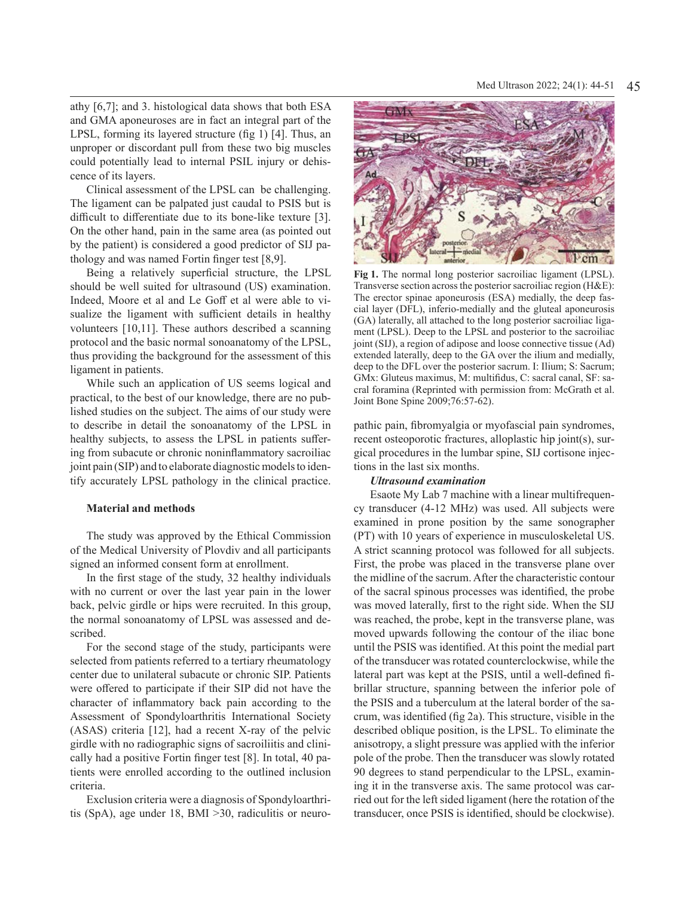athy [6,7]; and 3. histological data shows that both ESA and GMA aponeuroses are in fact an integral part of the LPSL, forming its layered structure (fig 1) [4]. Thus, an unproper or discordant pull from these two big muscles could potentially lead to internal PSIL injury or dehiscence of its layers.

Clinical assessment of the LPSL can be challenging. The ligament can be palpated just caudal to PSIS but is difficult to differentiate due to its bone-like texture [3]. On the other hand, pain in the same area (as pointed out by the patient) is considered a good predictor of SIJ pathology and was named Fortin finger test [8,9].

Being a relatively superficial structure, the LPSL should be well suited for ultrasound (US) examination. Indeed, Moore et al and Le Goff et al were able to visualize the ligament with sufficient details in healthy volunteers [10,11]. These authors described a scanning protocol and the basic normal sonoanatomy of the LPSL, thus providing the background for the assessment of this ligament in patients.

While such an application of US seems logical and practical, to the best of our knowledge, there are no published studies on the subject. The aims of our study were to describe in detail the sonoanatomy of the LPSL in healthy subjects, to assess the LPSL in patients suffering from subacute or chronic noninflammatory sacroiliac joint pain (SIP) and to elaborate diagnostic models to identify accurately LPSL pathology in the clinical practice.

**Fig 1.** The normal long posterior sacroiliac ligament (LPSL). Transverse section across the posterior sacroiliac region (H&E): The erector spinae aponeurosis (ESA) medially, the deep fascial layer (DFL), inferio-medially and the gluteal aponeurosis (GA) laterally, all attached to the long posterior sacroiliac ligament (LPSL). Deep to the LPSL and posterior to the sacroiliac joint (SIJ), a region of adipose and loose connective tissue (Ad) extended laterally, deep to the GA over the ilium and medially, deep to the DFL over the posterior sacrum. I: Ilium; S: Sacrum; GMx: Gluteus maximus, M: multifidus, C: sacral canal, SF: sacral foramina (Reprinted with permission from: McGrath et al. Joint Bone Spine 2009;76:57-62).

## Material and methods

The study was approved by the Ethical Commission of the Medical University of Plovdiv and all participants signed an informed consent form at enrollment.

In the first stage of the study, 32 healthy individuals with no current or over the last year pain in the lower back, pelvic girdle or hips were recruited. In this group, the normal sonoanatomy of LPSL was assessed and described.

For the second stage of the study, participants were selected from patients referred to a tertiary rheumatology center due to unilateral subacute or chronic SIP. Patients were offered to participate if their SIP did not have the character of inflammatory back pain according to the Assessment of Spondyloarthritis International Society (ASAS) criteria [12], had a recent X-ray of the pelvic girdle with no radiographic signs of sacroiliitis and clinically had a positive Fortin finger test [8]. In total, 40 patients were enrolled according to the outlined inclusion criteria.

Exclusion criteria were a diagnosis of Spondyloarthritis (SpA), age under 18, BMI >30, radiculitis or neuropathic pain, fibromyalgia or myofascial pain syndromes, recent osteoporotic fractures, alloplastic hip joint(s), surgical procedures in the lumbar spine, SIJ cortisone injections in the last six months.

### *Ultrasound examination*

Esaote My Lab 7 machine with a linear multifrequency transducer (4-12 MHz) was used. All subjects were examined in prone position by the same sonographer (PT) with 10 years of experience in musculoskeletal US. A strict scanning protocol was followed for all subjects. First, the probe was placed in the transverse plane over the midline of the sacrum. After the characteristic contour of the sacral spinous processes was identified, the probe was moved laterally, first to the right side. When the SIJ was reached, the probe, kept in the transverse plane, was moved upwards following the contour of the iliac bone until the PSIS was identified. At this point the medial part of the transducer was rotated counterclockwise, while the lateral part was kept at the PSIS, until a well-defined fibrillar structure, spanning between the inferior pole of the PSIS and a tuberculum at the lateral border of the sacrum, was identified (fig 2a). This structure, visible in the described oblique position, is the LPSL. To eliminate the anisotropy, a slight pressure was applied with the inferior pole of the probe. Then the transducer was slowly rotated 90 degrees to stand perpendicular to the LPSL, examining it in the transverse axis. The same protocol was carried out for the left sided ligament (here the rotation of the transducer, once PSIS is identified, should be clockwise).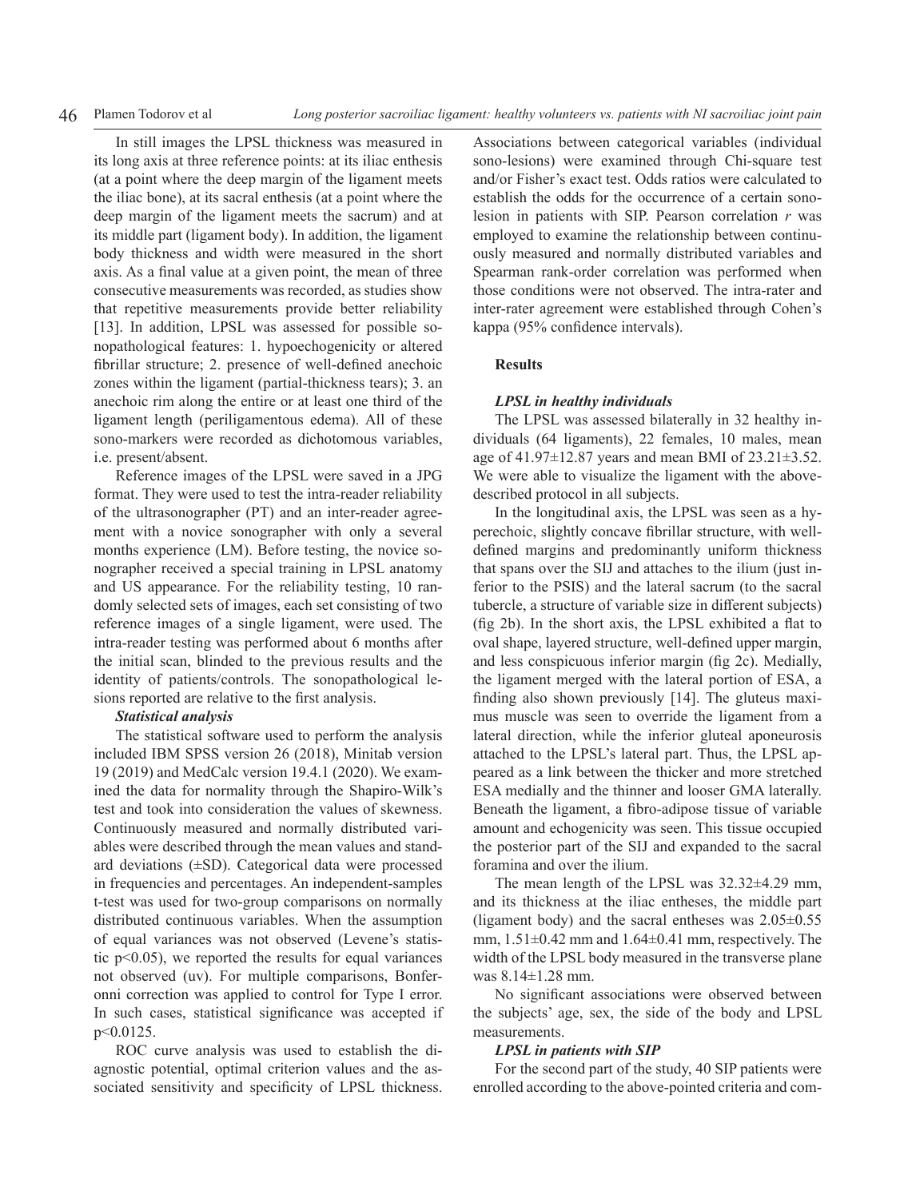In still images the LPSL thickness was measured in its long axis at three reference points: at its iliac enthesis (at a point where the deep margin of the ligament meets the iliac bone), at its sacral enthesis (at a point where the deep margin of the ligament meets the sacrum) and at its middle part (ligament body). In addition, the ligament body thickness and width were measured in the short axis. As a final value at a given point, the mean of three consecutive measurements was recorded, as studies show that repetitive measurements provide better reliability [13]. In addition, LPSL was assessed for possible sonopathological features: 1. hypoechogenicity or altered fibrillar structure; 2. presence of well-defined anechoic zones within the ligament (partial-thickness tears); 3. an anechoic rim along the entire or at least one third of the ligament length (periligamentous edema). All of these sono-markers were recorded as dichotomous variables, i.e. present/absent.

Reference images of the LPSL were saved in a JPG format. They were used to test the intra-reader reliability of the ultrasonographer (PT) and an inter-reader agreement with a novice sonographer with only a several months experience (LM). Before testing, the novice sonographer received a special training in LPSL anatomy and US appearance. For the reliability testing, 10 randomly selected sets of images, each set consisting of two reference images of a single ligament, were used. The intra-reader testing was performed about 6 months after the initial scan, blinded to the previous results and the identity of patients/controls. The sonopathological lesions reported are relative to the first analysis.

***Statistical analysis***

The statistical software used to perform the analysis included IBM SPSS version 26 (2018), Minitab version 19 (2019) and MedCalc version 19.4.1 (2020). We examined the data for normality through the Shapiro-Wilk's test and took into consideration the values of skewness. Continuously measured and normally distributed variables were described through the mean values and standard deviations (±SD). Categorical data were processed in frequencies and percentages. An independent-samples t-test was used for two-group comparisons on normally distributed continuous variables. When the assumption of equal variances was not observed (Levene's statistic $p<0.05$), we reported the results for equal variances not observed (uv). For multiple comparisons, Bonferonni correction was applied to control for Type I error. In such cases, statistical significance was accepted if $p<0.0125$.

ROC curve analysis was used to establish the diagnostic potential, optimal criterion values and the associated sensitivity and specificity of LPSL thickness. Associations between categorical variables (individual sono-lesions) were examined through Chi-square test and/or Fisher's exact test. Odds ratios were calculated to establish the odds for the occurrence of a certain sono-lesion in patients with SIP. Pearson correlation $r$ was employed to examine the relationship between continuously measured and normally distributed variables and Spearman rank-order correlation was performed when those conditions were not observed. The intra-rater and inter-rater agreement were established through Cohen's kappa (95% confidence intervals).

## Results

***LPSL in healthy individuals***

The LPSL was assessed bilaterally in 32 healthy individuals (64 ligaments), 22 females, 10 males, mean age of 41.97±12.87 years and mean BMI of 23.21±3.52. We were able to visualize the ligament with the above-described protocol in all subjects.

In the longitudinal axis, the LPSL was seen as a hyperechoic, slightly concave fibrillar structure, with well-defined margins and predominantly uniform thickness that spans over the SIJ and attaches to the ilium (just inferior to the PSIS) and the lateral sacrum (to the sacral tubercle, a structure of variable size in different subjects) (fig 2b). In the short axis, the LPSL exhibited a flat to oval shape, layered structure, well-defined upper margin, and less conspicuous inferior margin (fig 2c). Medially, the ligament merged with the lateral portion of ESA, a finding also shown previously [14]. The gluteus maximus muscle was seen to override the ligament from a lateral direction, while the inferior gluteal aponeurosis attached to the LPSL's lateral part. Thus, the LPSL appeared as a link between the thicker and more stretched ESA medially and the thinner and looser GMA laterally. Beneath the ligament, a fibro-adipose tissue of variable amount and echogenicity was seen. This tissue occupied the posterior part of the SIJ and expanded to the sacral foramina and over the ilium.

The mean length of the LPSL was 32.32±4.29 mm, and its thickness at the iliac entheses, the middle part (ligament body) and the sacral entheses was 2.05±0.55 mm, 1.51±0.42 mm and 1.64±0.41 mm, respectively. The width of the LPSL body measured in the transverse plane was 8.14±1.28 mm.

No significant associations were observed between the subjects' age, sex, the side of the body and LPSL measurements.

***LPSL in patients with SIP***

For the second part of the study, 40 SIP patients were enrolled according to the above-pointed criteria and com-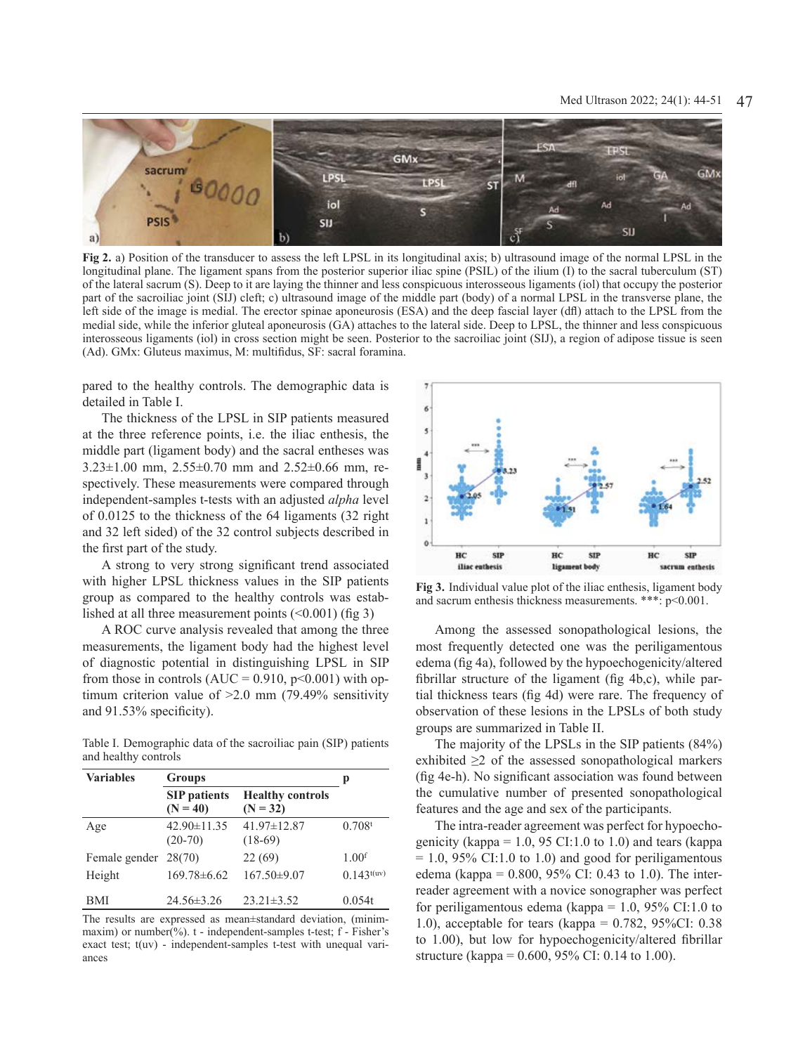**Fig 2.** a) Position of the transducer to assess the left LPSL in its longitudinal axis; b) ultrasound image of the normal LPSL in the longitudinal plane. The ligament spans from the posterior superior iliac spine (PSIL) of the ilium (I) to the sacral tuberculum (ST) of the lateral sacrum (S). Deep to it are laying the thinner and less conspicuous interosseous ligaments (iol) that occupy the posterior part of the sacroiliac joint (SIJ) cleft; c) ultrasound image of the middle part (body) of a normal LPSL in the transverse plane, the left side of the image is medial. The erector spinae aponeurosis (ESA) and the deep fascial layer (dfl) attach to the LPSL from the medial side, while the inferior gluteal aponeurosis (GA) attaches to the lateral side. Deep to LPSL, the thinner and less conspicuous interosseous ligaments (iol) in cross section might be seen. Posterior to the sacroiliac joint (SIJ), a region of adipose tissue is seen (Ad). GMx: Gluteus maximus, M: multifidus, SF: sacral foramina.

pared to the healthy controls. The demographic data is detailed in Table I.

The thickness of the LPSL in SIP patients measured at the three reference points, i.e. the iliac enthesis, the middle part (ligament body) and the sacral entheses was 3.23±1.00 mm, 2.55±0.70 mm and 2.52±0.66 mm, respectively. These measurements were compared through independent-samples t-tests with an adjusted *alpha* level of 0.0125 to the thickness of the 64 ligaments (32 right and 32 left sided) of the 32 control subjects described in the first part of the study.

A strong to very strong significant trend associated with higher LPSL thickness values in the SIP patients group as compared to the healthy controls was established at all three measurement points (<0.001) (fig 3)

A ROC curve analysis revealed that among the three measurements, the ligament body had the highest level of diagnostic potential in distinguishing LPSL in SIP from those in controls (AUC = 0.910, p<0.001) with optimum criterion value of >2.0 mm (79.49% sensitivity and 91.53% specificity).

Table I. Demographic data of the sacroiliac pain (SIP) patients and healthy controls

| Variables | Groups | | p |
|---|---|---|---|
| | SIP patients (N = 40) | Healthy controls (N = 32) | |
| Age | 42.90±11.35 (20-70) | 41.97±12.87 (18-69) | 0.708[t] |
| Female gender | 28(70) | 22 (69) | 1.00[f] |
| Height | 169.78±6.62 | 167.50±9.07 | 0.143[t(uv)] |
| BMI | 24.56±3.26 | 23.21±3.52 | 0.054t |

The results are expressed as mean±standard deviation, (minim-maxim) or number(%). t - independent-samples t-test; f - Fisher's exact test; t(uv) - independent-samples t-test with unequal variances

**Fig 3.** Individual value plot of the iliac enthesis, ligament body and sacrum enthesis thickness measurements. ***: p<0.001.

Among the assessed sonopathological lesions, the most frequently detected one was the periligamentous edema (fig 4a), followed by the hypoechogenicity/altered fibrillar structure of the ligament (fig 4b,c), while partial thickness tears (fig 4d) were rare. The frequency of observation of these lesions in the LPSLs of both study groups are summarized in Table II.

The majority of the LPSLs in the SIP patients (84%) exhibited ≥2 of the assessed sonopathological markers (fig 4e-h). No significant association was found between the cumulative number of presented sonopathological features and the age and sex of the participants.

The intra-reader agreement was perfect for hypoechogenicity (kappa = 1.0, 95 CI:1.0 to 1.0) and tears (kappa = 1.0, 95% CI:1.0 to 1.0) and good for periligamentous edema (kappa = 0.800, 95% CI: 0.43 to 1.0). The inter-reader agreement with a novice sonographer was perfect for periligamentous edema (kappa = 1.0, 95% CI:1.0 to 1.0), acceptable for tears (kappa = 0.782, 95%CI: 0.38 to 1.00), but low for hypoechogenicity/altered fibrillar structure (kappa = 0.600, 95% CI: 0.14 to 1.00).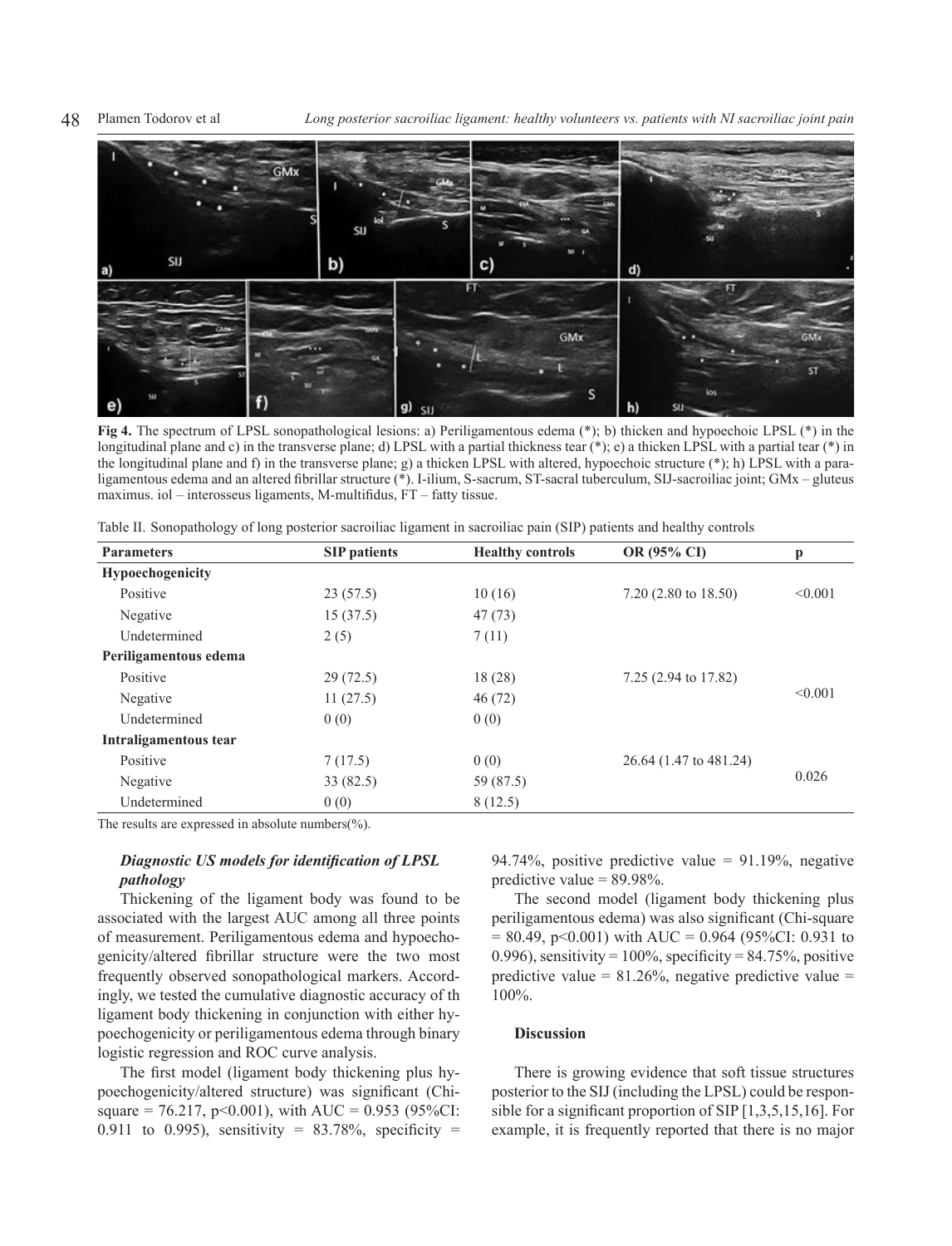**Fig 4.** The spectrum of LPSL sonopathological lesions: a) Periligamentous edema (*); b) thicken and hypoechoic LPSL (*) in the longitudinal plane and c) in the transverse plane; d) LPSL with a partial thickness tear (*); e) a thicken LPSL with a partial tear (*) in the longitudinal plane and f) in the transverse plane; g) a thicken LPSL with altered, hypoechoic structure (*); h) LPSL with a paraligamentous edema and an altered fibrillar structure (*). I-ilium, S-sacrum, ST-sacral tuberculum, SIJ-sacroiliac joint; GMx – gluteus maximus. iol – interosseus ligaments, M-multifidus, FT – fatty tissue.

Table II. Sonopathology of long posterior sacroiliac ligament in sacroiliac pain (SIP) patients and healthy controls

| Parameters | SIP patients | Healthy controls | OR (95% CI) | p |
|---|---|---|---|---|
| **Hypoechogenicity** | | | | |
| Positive | 23 (57.5) | 10 (16) | 7.20 (2.80 to 18.50) | <0.001 |
| Negative | 15 (37.5) | 47 (73) | | |
| Undetermined | 2 (5) | 7 (11) | | |
| **Periligamentous edema** | | | | |
| Positive | 29 (72.5) | 18 (28) | 7.25 (2.94 to 17.82) | <0.001 |
| Negative | 11 (27.5) | 46 (72) | | |
| Undetermined | 0 (0) | 0 (0) | | |
| **Intraligamentous tear** | | | | |
| Positive | 7 (17.5) | 0 (0) | 26.64 (1.47 to 481.24) | 0.026 |
| Negative | 33 (82.5) | 59 (87.5) | | |
| Undetermined | 0 (0) | 8 (12.5) | | |

The results are expressed in absolute numbers(%).

### *Diagnostic US models for identification of LPSL pathology*

Thickening of the ligament body was found to be associated with the largest AUC among all three points of measurement. Periligamentous edema and hypoechogenicity/altered fibrillar structure were the two most frequently observed sonopathological markers. Accordingly, we tested the cumulative diagnostic accuracy of th ligament body thickening in conjunction with either hypoechogenicity or periligamentous edema through binary logistic regression and ROC curve analysis.

The first model (ligament body thickening plus hypoechogenicity/altered structure) was significant (Chi-square = 76.217, $p<0.001$), with AUC = 0.953 (95%CI: 0.911 to 0.995), sensitivity = 83.78%, specificity = 94.74%, positive predictive value = 91.19%, negative predictive value = 89.98%.

The second model (ligament body thickening plus periligamentous edema) was also significant (Chi-square = 80.49, $p<0.001$) with AUC = 0.964 (95%CI: 0.931 to 0.996), sensitivity = 100%, specificity = 84.75%, positive predictive value = 81.26%, negative predictive value = 100%.

## Discussion

There is growing evidence that soft tissue structures posterior to the SIJ (including the LPSL) could be responsible for a significant proportion of SIP [1,3,5,15,16]. For example, it is frequently reported that there is no major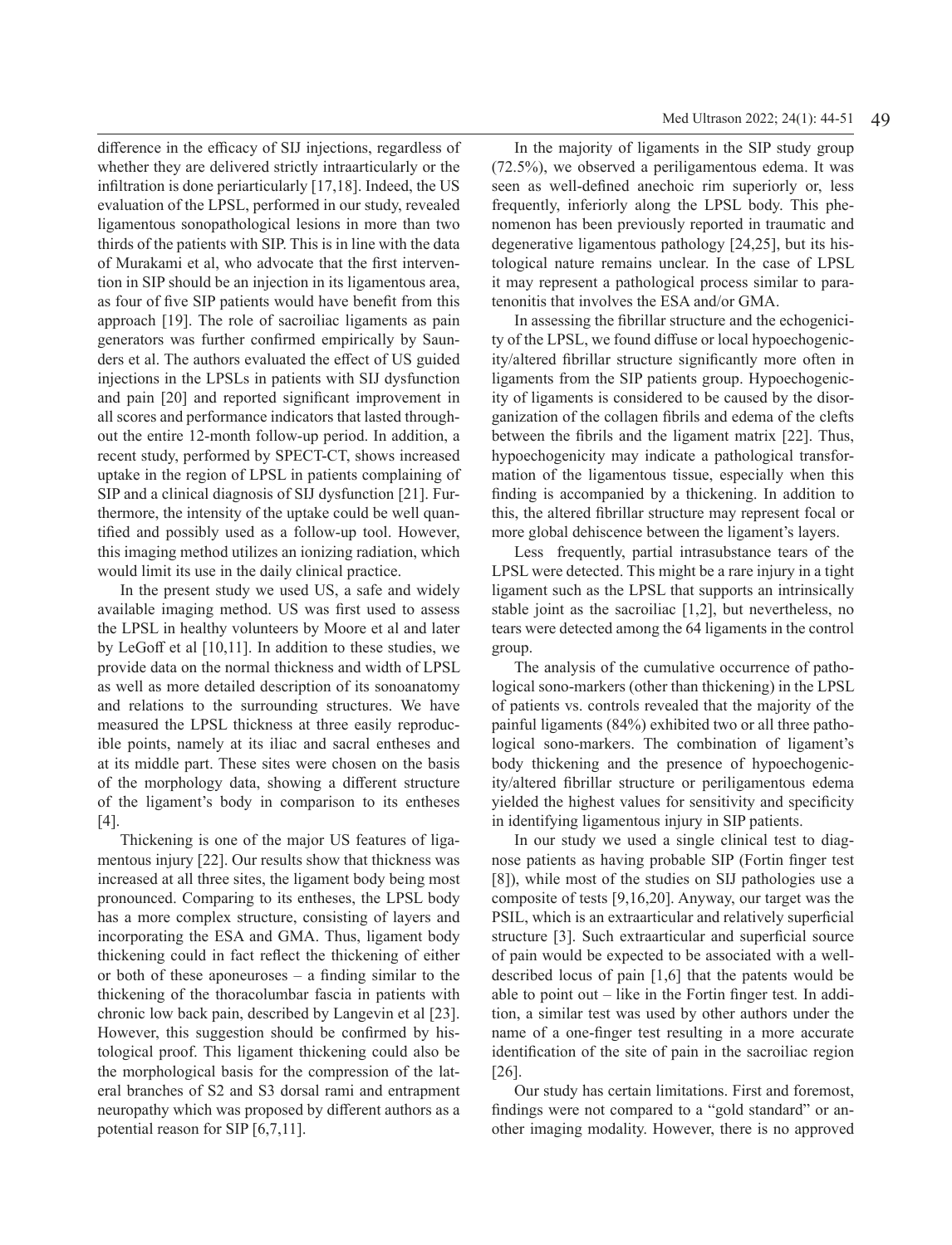difference in the efficacy of SIJ injections, regardless of whether they are delivered strictly intraarticularly or the infiltration is done periarticularly [17,18]. Indeed, the US evaluation of the LPSL, performed in our study, revealed ligamentous sonopathological lesions in more than two thirds of the patients with SIP. This is in line with the data of Murakami et al, who advocate that the first intervention in SIP should be an injection in its ligamentous area, as four of five SIP patients would have benefit from this approach [19]. The role of sacroiliac ligaments as pain generators was further confirmed empirically by Saunders et al. The authors evaluated the effect of US guided injections in the LPSLs in patients with SIJ dysfunction and pain [20] and reported significant improvement in all scores and performance indicators that lasted throughout the entire 12-month follow-up period. In addition, a recent study, performed by SPECT-CT, shows increased uptake in the region of LPSL in patients complaining of SIP and a clinical diagnosis of SIJ dysfunction [21]. Furthermore, the intensity of the uptake could be well quantified and possibly used as a follow-up tool. However, this imaging method utilizes an ionizing radiation, which would limit its use in the daily clinical practice.

In the present study we used US, a safe and widely available imaging method. US was first used to assess the LPSL in healthy volunteers by Moore et al and later by LeGoff et al [10,11]. In addition to these studies, we provide data on the normal thickness and width of LPSL as well as more detailed description of its sonoanatomy and relations to the surrounding structures. We have measured the LPSL thickness at three easily reproducible points, namely at its iliac and sacral entheses and at its middle part. These sites were chosen on the basis of the morphology data, showing a different structure of the ligament's body in comparison to its entheses [4].

Thickening is one of the major US features of ligamentous injury [22]. Our results show that thickness was increased at all three sites, the ligament body being most pronounced. Comparing to its entheses, the LPSL body has a more complex structure, consisting of layers and incorporating the ESA and GMA. Thus, ligament body thickening could in fact reflect the thickening of either or both of these aponeuroses – a finding similar to the thickening of the thoracolumbar fascia in patients with chronic low back pain, described by Langevin et al [23]. However, this suggestion should be confirmed by histological proof. This ligament thickening could also be the morphological basis for the compression of the lateral branches of S2 and S3 dorsal rami and entrapment neuropathy which was proposed by different authors as a potential reason for SIP [6,7,11].

In the majority of ligaments in the SIP study group (72.5%), we observed a periligamentous edema. It was seen as well-defined anechoic rim superiorly or, less frequently, inferiorly along the LPSL body. This phenomenon has been previously reported in traumatic and degenerative ligamentous pathology [24,25], but its histological nature remains unclear. In the case of LPSL it may represent a pathological process similar to paratenonitis that involves the ESA and/or GMA.

In assessing the fibrillar structure and the echogenicity of the LPSL, we found diffuse or local hypoechogenicity/altered fibrillar structure significantly more often in ligaments from the SIP patients group. Hypoechogenicity of ligaments is considered to be caused by the disorganization of the collagen fibrils and edema of the clefts between the fibrils and the ligament matrix [22]. Thus, hypoechogenicity may indicate a pathological transformation of the ligamentous tissue, especially when this finding is accompanied by a thickening. In addition to this, the altered fibrillar structure may represent focal or more global dehiscence between the ligament's layers.

Less frequently, partial intrasubstance tears of the LPSL were detected. This might be a rare injury in a tight ligament such as the LPSL that supports an intrinsically stable joint as the sacroiliac [1,2], but nevertheless, no tears were detected among the 64 ligaments in the control group.

The analysis of the cumulative occurrence of pathological sono-markers (other than thickening) in the LPSL of patients vs. controls revealed that the majority of the painful ligaments (84%) exhibited two or all three pathological sono-markers. The combination of ligament's body thickening and the presence of hypoechogenicity/altered fibrillar structure or periligamentous edema yielded the highest values for sensitivity and specificity in identifying ligamentous injury in SIP patients.

In our study we used a single clinical test to diagnose patients as having probable SIP (Fortin finger test [8]), while most of the studies on SIJ pathologies use a composite of tests [9,16,20]. Anyway, our target was the PSIL, which is an extraarticular and relatively superficial structure [3]. Such extraarticular and superficial source of pain would be expected to be associated with a well-described locus of pain [1,6] that the patents would be able to point out – like in the Fortin finger test. In addition, a similar test was used by other authors under the name of a one-finger test resulting in a more accurate identification of the site of pain in the sacroiliac region [26].

Our study has certain limitations. First and foremost, findings were not compared to a "gold standard" or another imaging modality. However, there is no approved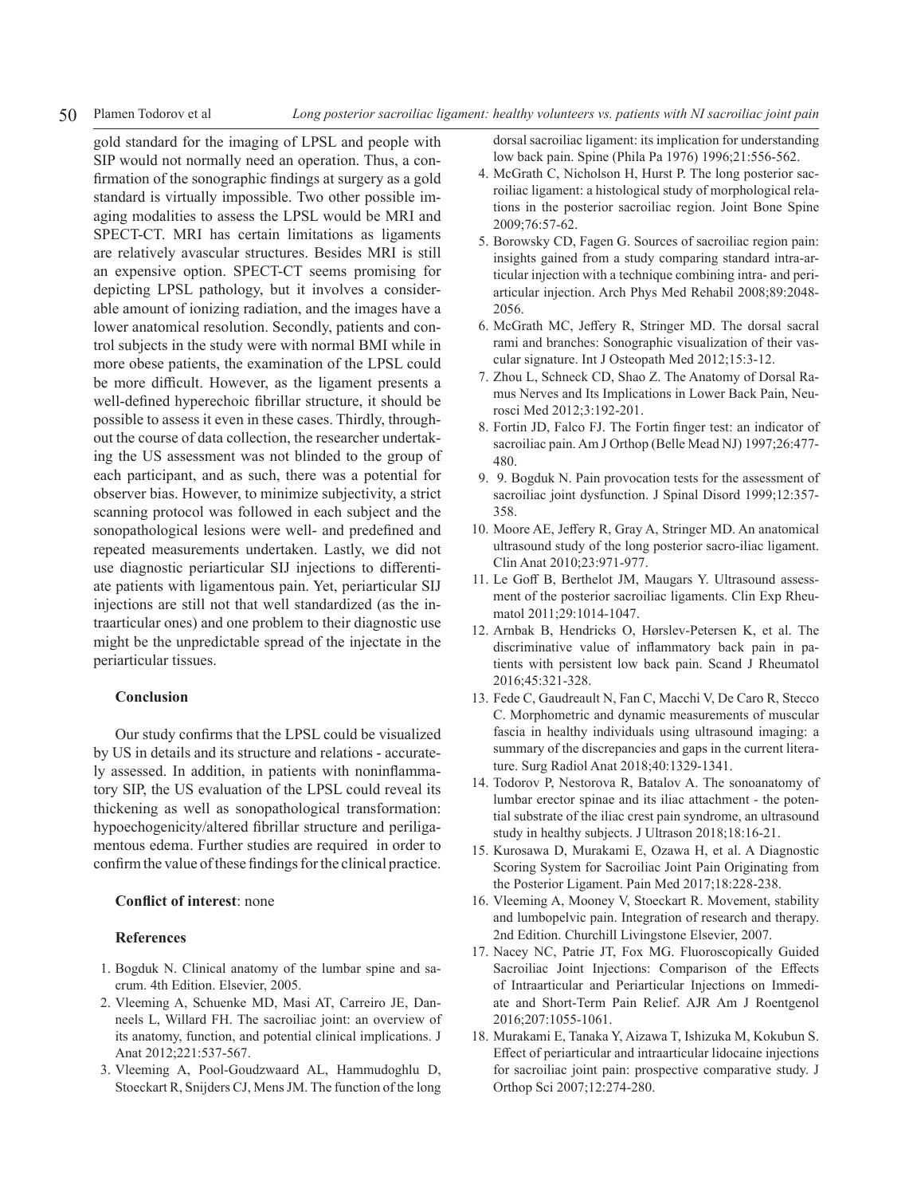gold standard for the imaging of LPSL and people with SIP would not normally need an operation. Thus, a confirmation of the sonographic findings at surgery as a gold standard is virtually impossible. Two other possible imaging modalities to assess the LPSL would be MRI and SPECT-CT. MRI has certain limitations as ligaments are relatively avascular structures. Besides MRI is still an expensive option. SPECT-CT seems promising for depicting LPSL pathology, but it involves a considerable amount of ionizing radiation, and the images have a lower anatomical resolution. Secondly, patients and control subjects in the study were with normal BMI while in more obese patients, the examination of the LPSL could be more difficult. However, as the ligament presents a well-defined hyperechoic fibrillar structure, it should be possible to assess it even in these cases. Thirdly, throughout the course of data collection, the researcher undertaking the US assessment was not blinded to the group of each participant, and as such, there was a potential for observer bias. However, to minimize subjectivity, a strict scanning protocol was followed in each subject and the sonopathological lesions were well- and predefined and repeated measurements undertaken. Lastly, we did not use diagnostic periarticular SIJ injections to differentiate patients with ligamentous pain. Yet, periarticular SIJ injections are still not that well standardized (as the intraarticular ones) and one problem to their diagnostic use might be the unpredictable spread of the injectate in the periarticular tissues.

## Conclusion

Our study confirms that the LPSL could be visualized by US in details and its structure and relations - accurately assessed. In addition, in patients with noninflammatory SIP, the US evaluation of the LPSL could reveal its thickening as well as sonopathological transformation: hypoechogenicity/altered fibrillar structure and periligamentous edema. Further studies are required in order to confirm the value of these findings for the clinical practice.

**Conflict of interest**: none

## References

1. Bogduk N. Clinical anatomy of the lumbar spine and sacrum. 4th Edition. Elsevier, 2005.
2. Vleeming A, Schuenke MD, Masi AT, Carreiro JE, Danneels L, Willard FH. The sacroiliac joint: an overview of its anatomy, function, and potential clinical implications. J Anat 2012;221:537-567.
3. Vleeming A, Pool-Goudzwaard AL, Hammudoghlu D, Stoeckart R, Snijders CJ, Mens JM. The function of the long dorsal sacroiliac ligament: its implication for understanding low back pain. Spine (Phila Pa 1976) 1996;21:556-562.
4. McGrath C, Nicholson H, Hurst P. The long posterior sacroiliac ligament: a histological study of morphological relations in the posterior sacroiliac region. Joint Bone Spine 2009;76:57-62.
5. Borowsky CD, Fagen G. Sources of sacroiliac region pain: insights gained from a study comparing standard intra-articular injection with a technique combining intra- and periarticular injection. Arch Phys Med Rehabil 2008;89:2048-2056.
6. McGrath MC, Jeffery R, Stringer MD. The dorsal sacral rami and branches: Sonographic visualization of their vascular signature. Int J Osteopath Med 2012;15:3-12.
7. Zhou L, Schneck CD, Shao Z. The Anatomy of Dorsal Ramus Nerves and Its Implications in Lower Back Pain, Neurosci Med 2012;3:192-201.
8. Fortin JD, Falco FJ. The Fortin finger test: an indicator of sacroiliac pain. Am J Orthop (Belle Mead NJ) 1997;26:477-480.
9. 9. Bogduk N. Pain provocation tests for the assessment of sacroiliac joint dysfunction. J Spinal Disord 1999;12:357-358.
10. Moore AE, Jeffery R, Gray A, Stringer MD. An anatomical ultrasound study of the long posterior sacro-iliac ligament. Clin Anat 2010;23:971-977.
11. Le Goff B, Berthelot JM, Maugars Y. Ultrasound assessment of the posterior sacroiliac ligaments. Clin Exp Rheumatol 2011;29:1014-1047.
12. Arnbak B, Hendricks O, Hørslev-Petersen K, et al. The discriminative value of inflammatory back pain in patients with persistent low back pain. Scand J Rheumatol 2016;45:321-328.
13. Fede C, Gaudreault N, Fan C, Macchi V, De Caro R, Stecco C. Morphometric and dynamic measurements of muscular fascia in healthy individuals using ultrasound imaging: a summary of the discrepancies and gaps in the current literature. Surg Radiol Anat 2018;40:1329-1341.
14. Todorov P, Nestorova R, Batalov A. The sonoanatomy of lumbar erector spinae and its iliac attachment - the potential substrate of the iliac crest pain syndrome, an ultrasound study in healthy subjects. J Ultrason 2018;18:16-21.
15. Kurosawa D, Murakami E, Ozawa H, et al. A Diagnostic Scoring System for Sacroiliac Joint Pain Originating from the Posterior Ligament. Pain Med 2017;18:228-238.
16. Vleeming A, Mooney V, Stoeckart R. Movement, stability and lumbopelvic pain. Integration of research and therapy. 2nd Edition. Churchill Livingstone Elsevier, 2007.
17. Nacey NC, Patrie JT, Fox MG. Fluoroscopically Guided Sacroiliac Joint Injections: Comparison of the Effects of Intraarticular and Periarticular Injections on Immediate and Short-Term Pain Relief. AJR Am J Roentgenol 2016;207:1055-1061.
18. Murakami E, Tanaka Y, Aizawa T, Ishizuka M, Kokubun S. Effect of periarticular and intraarticular lidocaine injections for sacroiliac joint pain: prospective comparative study. J Orthop Sci 2007;12:274-280.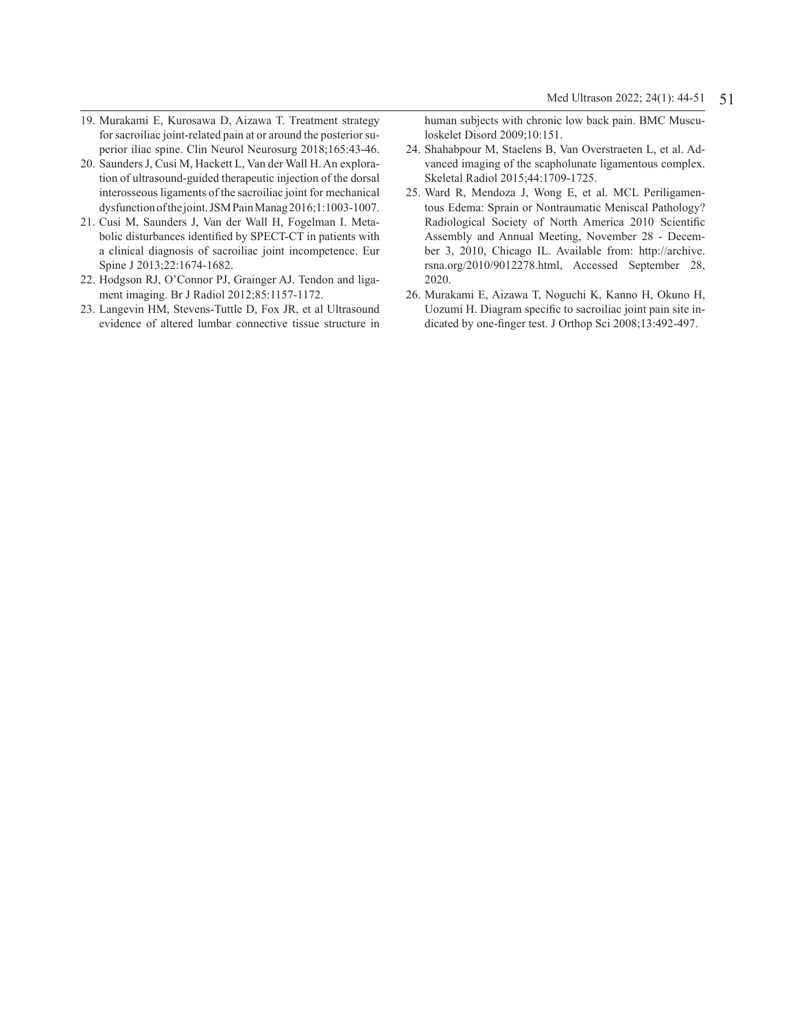19. Murakami E, Kurosawa D, Aizawa T. Treatment strategy for sacroiliac joint-related pain at or around the posterior superior iliac spine. Clin Neurol Neurosurg 2018;165:43-46.
20. Saunders J, Cusi M, Hackett L, Van der Wall H. An exploration of ultrasound-guided therapeutic injection of the dorsal interosseous ligaments of the sacroiliac joint for mechanical dysfunction of the joint. JSM Pain Manag 2016;1:1003-1007.
21. Cusi M, Saunders J, Van der Wall H, Fogelman I. Metabolic disturbances identified by SPECT-CT in patients with a clinical diagnosis of sacroiliac joint incompetence. Eur Spine J 2013;22:1674-1682.
22. Hodgson RJ, O'Connor PJ, Grainger AJ. Tendon and ligament imaging. Br J Radiol 2012;85:1157-1172.
23. Langevin HM, Stevens-Tuttle D, Fox JR, et al Ultrasound evidence of altered lumbar connective tissue structure in human subjects with chronic low back pain. BMC Musculoskelet Disord 2009;10:151.
24. Shahabpour M, Staelens B, Van Overstraeten L, et al. Advanced imaging of the scapholunate ligamentous complex. Skeletal Radiol 2015;44:1709-1725.
25. Ward R, Mendoza J, Wong E, et al. MCL Periligamentous Edema: Sprain or Nontraumatic Meniscal Pathology? Radiological Society of North America 2010 Scientific Assembly and Annual Meeting, November 28 - December 3, 2010, Chicago IL. Available from: http://archive.rsna.org/2010/9012278.html, Accessed September 28, 2020.
26. Murakami E, Aizawa T, Noguchi K, Kanno H, Okuno H, Uozumi H. Diagram specific to sacroiliac joint pain site indicated by one-finger test. J Orthop Sci 2008;13:492-497.